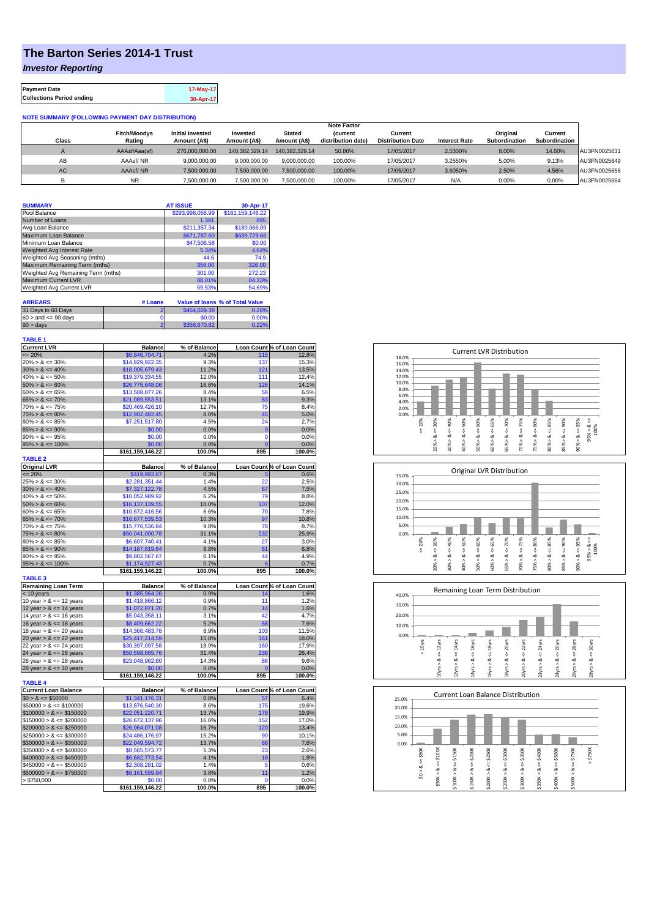# The Barton Series 2014-1 Trust

*Investor Reporting*

| Payment Date | 17-May-17 |
|---|---|
| Collections Period ending | 30-Apr-17 |

**NOTE SUMMARY (FOLLOWING PAYMENT DAY DISTRIBUTION)**

| Class | Fitch/Moodys Rating | Initial Invested Amount (A$) | Invested Amount (A$) | Stated Amount (A$) | Note Factor (current distribution date) | Current Distribution Date | Interest Rate | Original Subordination | Current Subordination | |
|---|---|---|---|---|---|---|---|---|---|---|
| A | AAAsf/Aaa(sf) | 276,000,000.00 | 140,382,329.14 | 140,382,329.14 | 50.86% | 17/05/2017 | 2.5300% | 8.00% | 14.60% | AU3FN0025631 |
| AB | AAAsf/ NR | 9,000,000.00 | 9,000,000.00 | 9,000,000.00 | 100.00% | 17/05/2017 | 3.2550% | 5.00% | 9.13% | AU3FN0025649 |
| AC | AAAsf/ NR | 7,500,000.00 | 7,500,000.00 | 7,500,000.00 | 100.00% | 17/05/2017 | 3.6050% | 2.50% | 4.56% | AU3FN0025656 |
| B | NR | 7,500,000.00 | 7,500,000.00 | 7,500,000.00 | 100.00% | 17/05/2017 | N/A | 0.00% | 0.00% | AU3FN0025664 |

| SUMMARY | AT ISSUE | 30-Apr-17 |
|---|---|---|
| Pool Balance | $293,998,056.99 | $161,159,146.22 |
| Number of Loans | 1,391 | 895 |
| Avg Loan Balance | $211,357.34 | $180,066.09 |
| Maximum Loan Balance | $671,787.60 | $639,729.66 |
| Minimum Loan Balance | $47,506.58 | $0.00 |
| Weighted Avg Interest Rate | 5.34% | 4.64% |
| Weighted Avg Seasoning (mths) | 44.6 | 74.9 |
| Maximum Remaining Term (mths) | 356.00 | 326.00 |
| Weighted Avg Remaining Term (mths) | 301.00 | 272.23 |
| Maximum Current LVR | 88.01% | 84.33% |
| Weighted Avg Current LVR | 59.53% | 54.69% |

| ARREARS | # Loans | Value of loans | % of Total Value |
|---|---|---|---|
| 31 Days to 60 Days | 2 | $454,029.38 | 0.28% |
| 60 > and <= 90 days | 0 | $0.00 | 0.00% |
| 90 > days | 2 | $358,670.82 | 0.22% |

**TABLE 1**

| Current LVR | Balance | % of Balance | Loan Count | % of Loan Count |
|---|---|---|---|---|
| <= 20% | $6,846,704.71 | 4.2% | 115 | 12.8% |
| 20% > & <= 30% | $14,929,922.35 | 9.3% | 137 | 15.3% |
| 30% > & <= 40% | $18,005,679.43 | 11.2% | 121 | 13.5% |
| 40% > & <= 50% | $19,379,334.55 | 12.0% | 111 | 12.4% |
| 50% > & <= 60% | $26,775,648.06 | 16.6% | 126 | 14.1% |
| 60% > & <= 65% | $13,508,877.26 | 8.4% | 58 | 6.5% |
| 65% > & <= 70% | $21,089,553.51 | 13.1% | 83 | 9.3% |
| 70% > & <= 75% | $20,469,426.10 | 12.7% | 75 | 8.4% |
| 75% > & <= 80% | $12,902,482.45 | 8.0% | 45 | 5.0% |
| 80% > & <= 85% | $7,251,517.80 | 4.5% | 24 | 2.7% |
| 85% > & <= 90% | $0.00 | 0.0% | 0 | 0.0% |
| 90% > & <= 95% | $0.00 | 0.0% | 0 | 0.0% |
| 95% > & <= 100% | $0.00 | 0.0% | 0 | 0.0% |
| | $161,159,146.22 | 100.0% | 895 | 100.0% |

**TABLE 2**

| Original LVR | Balance | % of Balance | Loan Count | % of Loan Count |
|---|---|---|---|---|
| <= 20% | $419,993.67 | 0.3% | 5 | 0.6% |
| 25% > & <= 30% | $2,281,351.44 | 1.4% | 22 | 2.5% |
| 30% > & <= 40% | $7,327,122.78 | 4.5% | 67 | 7.5% |
| 40% > & <= 50% | $10,052,989.92 | 6.2% | 79 | 8.8% |
| 50% > & <= 60% | $16,137,139.55 | 10.0% | 107 | 12.0% |
| 60% > & <= 65% | $10,672,416.56 | 6.6% | 70 | 7.8% |
| 65% > & <= 70% | $16,677,539.53 | 10.3% | 97 | 10.8% |
| 70% > & <= 75% | $15,776,536.84 | 9.8% | 78 | 8.7% |
| 75% > & <= 80% | $50,041,000.78 | 31.1% | 232 | 25.9% |
| 80% > & <= 85% | $6,607,740.41 | 4.1% | 27 | 3.0% |
| 85% > & <= 90% | $14,187,819.64 | 8.8% | 61 | 6.8% |
| 90% > & <= 95% | $9,802,567.67 | 6.1% | 44 | 4.9% |
| 95% > & <= 100% | $1,174,927.43 | 0.7% | 6 | 0.7% |
| | $161,159,146.22 | 100.0% | 895 | 100.0% |

**TABLE 3**

| Remaining Loan Term | Balance | % of Balance | Loan Count | % of Loan Count |
|---|---|---|---|---|
| < 10 years | $1,385,964.26 | 0.9% | 14 | 1.6% |
| 10 year > & <= 12 years | $1,418,866.12 | 0.9% | 11 | 1.2% |
| 12 year > & <= 14 years | $1,072,871.20 | 0.7% | 14 | 1.6% |
| 14 year > & <= 16 years | $5,043,358.11 | 3.1% | 42 | 4.7% |
| 16 year > & <= 18 years | $8,409,662.22 | 5.2% | 68 | 7.6% |
| 18 year > & <= 20 years | $14,366,483.78 | 8.9% | 103 | 11.5% |
| 20 year > & <= 22 years | $25,417,214.59 | 15.8% | 161 | 18.0% |
| 22 year > & <= 24 years | $30,397,097.58 | 18.9% | 160 | 17.9% |
| 24 year > & <= 26 years | $50,598,665.76 | 31.4% | 236 | 26.4% |
| 26 year > & <= 28 years | $23,048,962.60 | 14.3% | 86 | 9.6% |
| 28 year > & <= 30 years | $0.00 | 0.0% | 0 | 0.0% |
| | $161,159,146.22 | 100.0% | 895 | 100.0% |

**TABLE 4**

| Current Loan Balance | Balance | % of Balance | Loan Count | % of Loan Count |
|---|---|---|---|---|
| $0 > & <= $50000 | $1,341,176.31 | 0.8% | 57 | 6.4% |
| $50000 > & <= $100000 | $13,876,540.30 | 8.6% | 175 | 19.6% |
| $100000 > & <= $150000 | $22,051,220.71 | 13.7% | 178 | 19.9% |
| $150000 > & <= $200000 | $26,672,137.96 | 16.6% | 152 | 17.0% |
| $200000 > & <= $250000 | $26,964,071.08 | 16.7% | 120 | 13.4% |
| $250000 > & <= $300000 | $24,486,176.97 | 15.2% | 90 | 10.1% |
| $300000 > & <= $350000 | $22,049,594.72 | 13.7% | 68 | 7.6% |
| $350000 > & <= $400000 | $8,565,573.77 | 5.3% | 23 | 2.6% |
| $400000 > & <= $450000 | $6,682,773.54 | 4.1% | 16 | 1.8% |
| $450000 > & <= $500000 | $2,308,281.02 | 1.4% | 5 | 0.6% |
| $500000 > & <= $750000 | $6,161,599.84 | 3.8% | 11 | 1.2% |
| > $750,000 | $0.00 | 0.0% | 0 | 0.0% |
| | $161,159,146.22 | 100.0% | 895 | 100.0% |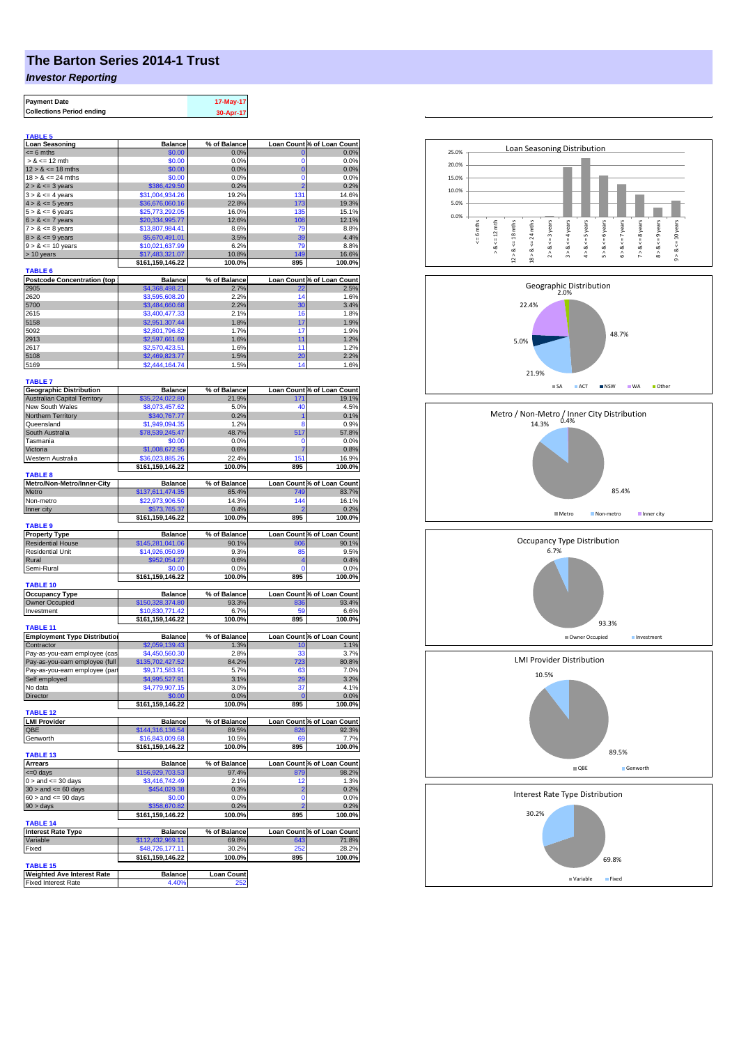# The Barton Series 2014-1 Trust

## *Investor Reporting*

| | |
|---|---|
| **Payment Date** | 17-May-17 |
| **Collections Period ending** | 30-Apr-17 |

**TABLE 5**

| Loan Seasoning | Balance | % of Balance | Loan Count | % of Loan Count |
|---|---|---|---|---|
| <= 6 mths | $0.00 | 0.0% | 0 | 0.0% |
| > & <= 12 mth | $0.00 | 0.0% | 0 | 0.0% |
| 12 > & <= 18 mths | $0.00 | 0.0% | 0 | 0.0% |
| 18 > & <= 24 mths | $0.00 | 0.0% | 0 | 0.0% |
| 2 > & <= 3 years | $386,429.50 | 0.2% | 2 | 0.2% |
| 3 > & <= 4 years | $31,004,934.26 | 19.2% | 131 | 14.6% |
| 4 > & <= 5 years | $36,676,060.16 | 22.8% | 173 | 19.3% |
| 5 > & <= 6 years | $25,773,292.05 | 16.0% | 135 | 15.1% |
| 6 > & <= 7 years | $20,334,995.77 | 12.6% | 108 | 12.1% |
| 7 > & <= 8 years | $13,807,984.41 | 8.6% | 79 | 8.8% |
| 8 > & <= 9 years | $5,670,491.01 | 3.5% | 39 | 4.4% |
| 9 > & <= 10 years | $10,021,637.99 | 6.2% | 79 | 8.8% |
| > 10 years | $17,483,321.07 | 10.8% | 149 | 16.6% |
| | $161,159,146.22 | 100.0% | 895 | 100.0% |

**TABLE 6**

| Postcode Concentration (top | Balance | % of Balance | Loan Count | % of Loan Count |
|---|---|---|---|---|
| 2905 | $4,368,498.21 | 2.7% | 22 | 2.5% |
| 2620 | $3,595,608.20 | 2.2% | 14 | 1.6% |
| 5700 | $3,484,660.68 | 2.2% | 30 | 3.4% |
| 2615 | $3,400,477.33 | 2.1% | 16 | 1.8% |
| 5158 | $2,951,307.44 | 1.8% | 17 | 1.9% |
| 5092 | $2,801,796.82 | 1.7% | 17 | 1.9% |
| 2913 | $2,597,661.69 | 1.6% | 11 | 1.2% |
| 2617 | $2,570,423.51 | 1.6% | 11 | 1.2% |
| 5108 | $2,469,823.77 | 1.5% | 20 | 2.2% |
| 5169 | $2,444,164.74 | 1.5% | 14 | 1.6% |

**TABLE 7**

| Geographic Distribution | Balance | % of Balance | Loan Count | % of Loan Count |
|---|---|---|---|---|
| Australian Capital Territory | $35,224,022.80 | 21.9% | 171 | 19.1% |
| New South Wales | $8,073,457.62 | 5.0% | 40 | 4.5% |
| Northern Territory | $340,767.77 | 0.2% | 1 | 0.1% |
| Queensland | $1,949,094.35 | 1.2% | 8 | 0.9% |
| South Australia | $78,539,245.47 | 48.7% | 517 | 57.8% |
| Tasmania | $0.00 | 0.0% | 0 | 0.0% |
| Victoria | $1,008,672.95 | 0.6% | 7 | 0.8% |
| Western Australia | $36,023,885.26 | 22.4% | 151 | 16.9% |
| | $161,159,146.22 | 100.0% | 895 | 100.0% |

**TABLE 8**

| Metro/Non-Metro/Inner-City | Balance | % of Balance | Loan Count | % of Loan Count |
|---|---|---|---|---|
| Metro | $137,611,474.35 | 85.4% | 749 | 83.7% |
| Non-metro | $22,973,906.50 | 14.3% | 144 | 16.1% |
| Inner city | $573,765.37 | 0.4% | 2 | 0.2% |
| | $161,159,146.22 | 100.0% | 895 | 100.0% |

**TABLE 9**

| Property Type | Balance | % of Balance | Loan Count | % of Loan Count |
|---|---|---|---|---|
| Residential House | $145,281,041.06 | 90.1% | 806 | 90.1% |
| Residential Unit | $14,926,050.89 | 9.3% | 85 | 9.5% |
| Rural | $952,054.27 | 0.6% | 4 | 0.4% |
| Semi-Rural | $0.00 | 0.0% | 0 | 0.0% |
| | $161,159,146.22 | 100.0% | 895 | 100.0% |

**TABLE 10**

| Occupancy Type | Balance | % of Balance | Loan Count | % of Loan Count |
|---|---|---|---|---|
| Owner Occupied | $150,328,374.80 | 93.3% | 836 | 93.4% |
| Investment | $10,830,771.42 | 6.7% | 59 | 6.6% |
| | $161,159,146.22 | 100.0% | 895 | 100.0% |

**TABLE 11**

| Employment Type Distributio | Balance | % of Balance | Loan Count | % of Loan Count |
|---|---|---|---|---|
| Contractor | $2,059,139.43 | 1.3% | 10 | 1.1% |
| Pay-as-you-earn employee (cas | $4,450,560.30 | 2.8% | 33 | 3.7% |
| Pay-as-you-earn employee (full | $135,702,427.52 | 84.2% | 723 | 80.8% |
| Pay-as-you-earn employee (par | $9,171,583.91 | 5.7% | 63 | 7.0% |
| Self employed | $4,995,527.91 | 3.1% | 29 | 3.2% |
| No data | $4,779,907.15 | 3.0% | 37 | 4.1% |
| Director | $0.00 | 0.0% | 0 | 0.0% |
| | $161,159,146.22 | 100.0% | 895 | 100.0% |

**TABLE 12**

| LMI Provider | Balance | % of Balance | Loan Count | % of Loan Count |
|---|---|---|---|---|
| QBE | $144,316,136.54 | 89.5% | 826 | 92.3% |
| Genworth | $16,843,009.68 | 10.5% | 69 | 7.7% |
| | $161,159,146.22 | 100.0% | 895 | 100.0% |

**TABLE 13**

| Arrears | Balance | % of Balance | Loan Count | % of Loan Count |
|---|---|---|---|---|
| <=0 days | $156,929,703.53 | 97.4% | 879 | 98.2% |
| 0 > and <= 30 days | $3,416,742.49 | 2.1% | 12 | 1.3% |
| 30 > and <= 60 days | $454,029.38 | 0.3% | 2 | 0.2% |
| 60 > and <= 90 days | $0.00 | 0.0% | 0 | 0.0% |
| 90 > days | $358,670.82 | 0.2% | 2 | 0.2% |
| | $161,159,146.22 | 100.0% | 895 | 100.0% |

**TABLE 14**

| Interest Rate Type | Balance | % of Balance | Loan Count | % of Loan Count |
|---|---|---|---|---|
| Variable | $112,432,969.11 | 69.8% | 643 | 71.8% |
| Fixed | $48,726,177.11 | 30.2% | 252 | 28.2% |
| | $161,159,146.22 | 100.0% | 895 | 100.0% |

**TABLE 15**

| Weighted Ave Interest Rate | Balance | Loan Count |
|---|---|---|
| Fixed Interest Rate | 4.40% | 252 |

Loan Seasoning Distribution
25.0%
20.0%
15.0%
10.0%
5.0%
0.0%
<= 6 mths
> & <= 12 mth
12 > & <= 18 mths
18 > & <= 24 mths
2 > & <= 3 years
3 > & <= 4 years
4 > & <= 5 years
5 > & <= 6 years
6 > & <= 7 years
7 > & <= 8 years
8 > & <= 9 years
9 > & <= 10 years

Geographic Distribution
2.0%
22.4%
5.0%
48.7%
21.9%
SA ACT NSW WA Other

Metro / Non-Metro / Inner City Distribution
0.4%
14.3%
85.4%
Metro Non-metro Inner city

Occupancy Type Distribution
6.7%
93.3%
Owner Occupied Investment

LMI Provider Distribution
10.5%
89.5%
QBE Genworth

Interest Rate Type Distribution
30.2%
69.8%
Variable Fixed